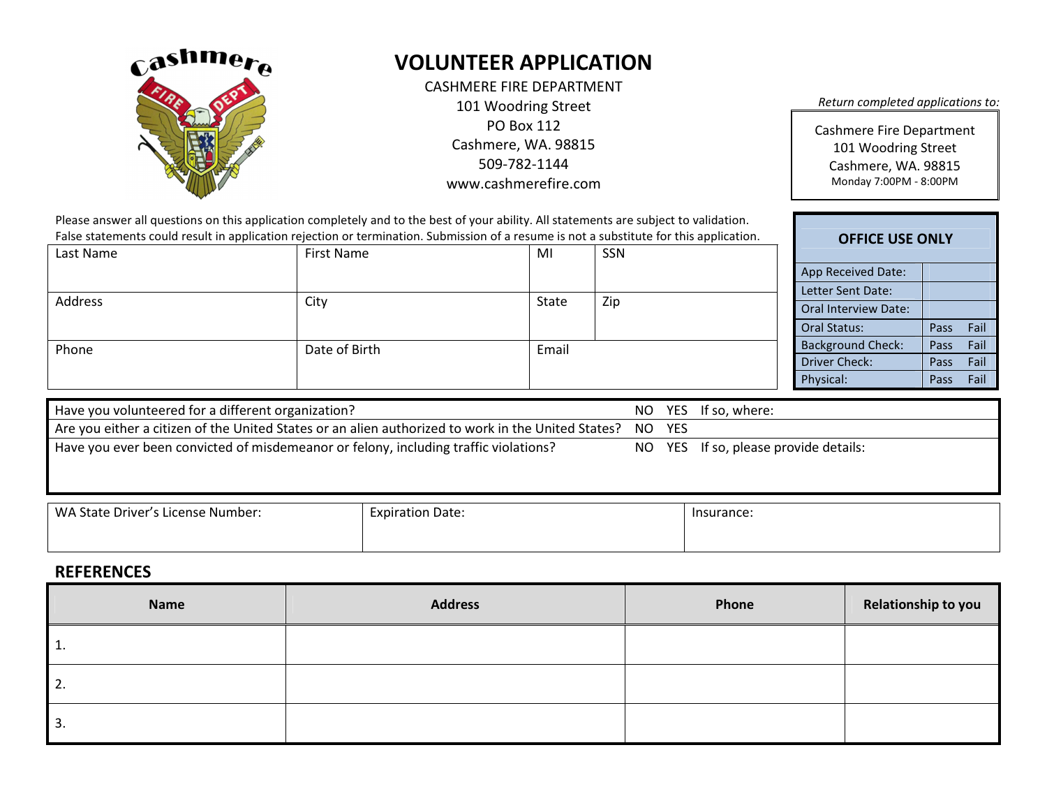# VOLUNTEER APPLICATION

CASHMERE FIRE DEPARTMENT
101 Woodring Street
PO Box 112
Cashmere, WA. 98815
509-782-1144
www.cashmerefire.com

*Return completed applications to:*

Cashmere Fire Department
101 Woodring Street
Cashmere, WA. 98815
Monday 7:00PM - 8:00PM

| OFFICE USE ONLY | | |
|---|---|---|
| App Received Date: | | |
| Letter Sent Date: | | |
| Oral Interview Date: | | |
| Oral Status: | Pass | Fail |
| Background Check: | Pass | Fail |
| Driver Check: | Pass | Fail |
| Physical: | Pass | Fail |

Please answer all questions on this application completely and to the best of your ability. All statements are subject to validation. False statements could result in application rejection or termination. Submission of a resume is not a substitute for this application.

| Last Name | First Name | MI | SSN |
|---|---|---|---|
| Address | City | State | Zip |
| Phone | Date of Birth | Email | |

| | | | |
|---|---|---|---|
| Have you volunteered for a different organization? | NO | YES | If so, where: |
| Are you either a citizen of the United States or an alien authorized to work in the United States? | NO | YES | |
| Have you ever been convicted of misdemeanor or felony, including traffic violations? | NO | YES | If so, please provide details: |

| WA State Driver's License Number: | Expiration Date: | Insurance: |
|---|---|---|
| | | |

## REFERENCES

| Name | Address | Phone | Relationship to you |
|---|---|---|---|
| 1. | | | |
| 2. | | | |
| 3. | | | |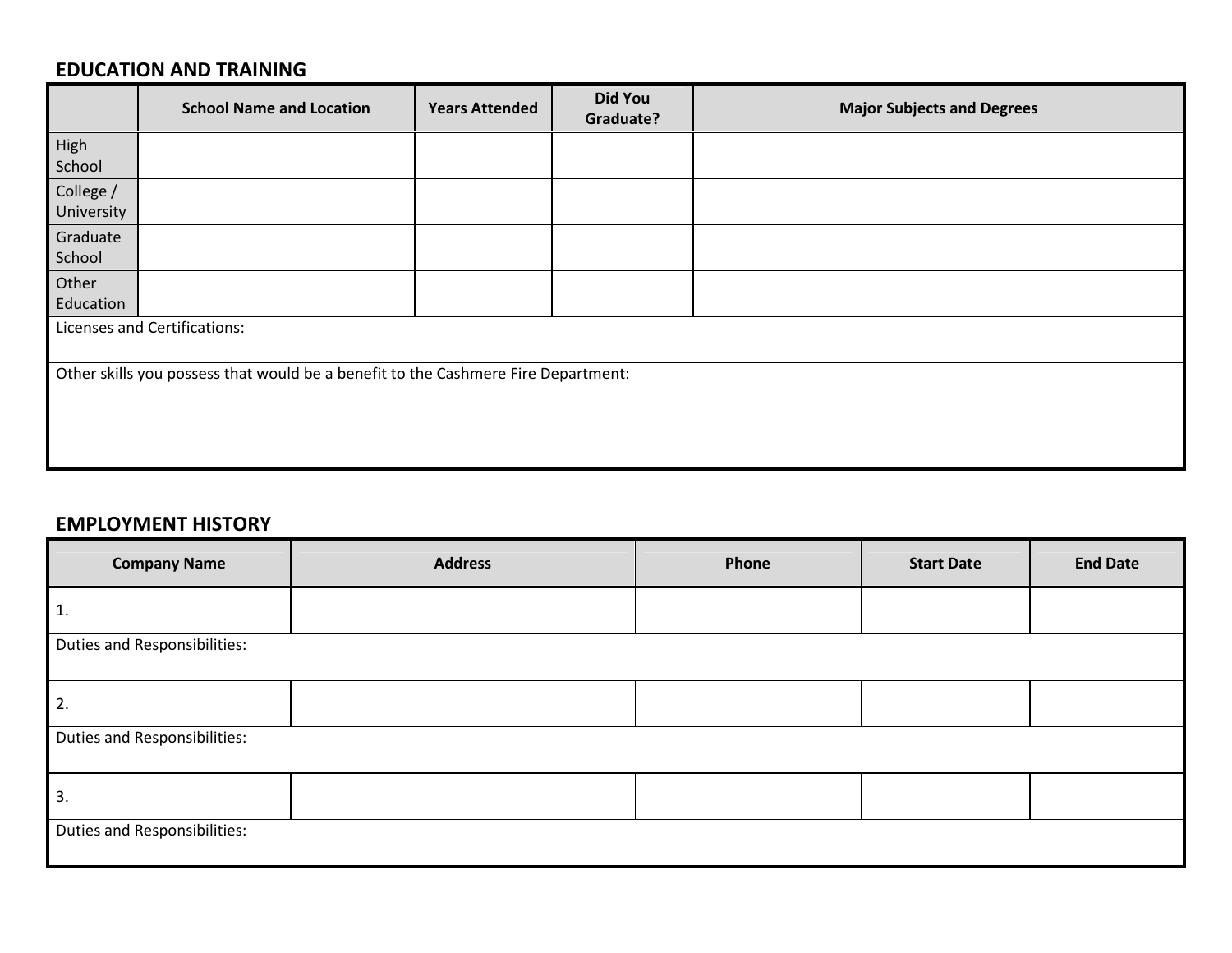## EDUCATION AND TRAINING

| | School Name and Location | Years Attended | Did You Graduate? | Major Subjects and Degrees |
|---|---|---|---|---|
| High School | | | | |
| College / University | | | | |
| Graduate School | | | | |
| Other Education | | | | |
| Licenses and Certifications: | | | | |
| Other skills you possess that would be a benefit to the Cashmere Fire Department: | | | | |

## EMPLOYMENT HISTORY

| Company Name | Address | Phone | Start Date | End Date |
|---|---|---|---|---|
| 1. | | | | |
| Duties and Responsibilities: | | | | |
| 2. | | | | |
| Duties and Responsibilities: | | | | |
| 3. | | | | |
| Duties and Responsibilities: | | | | |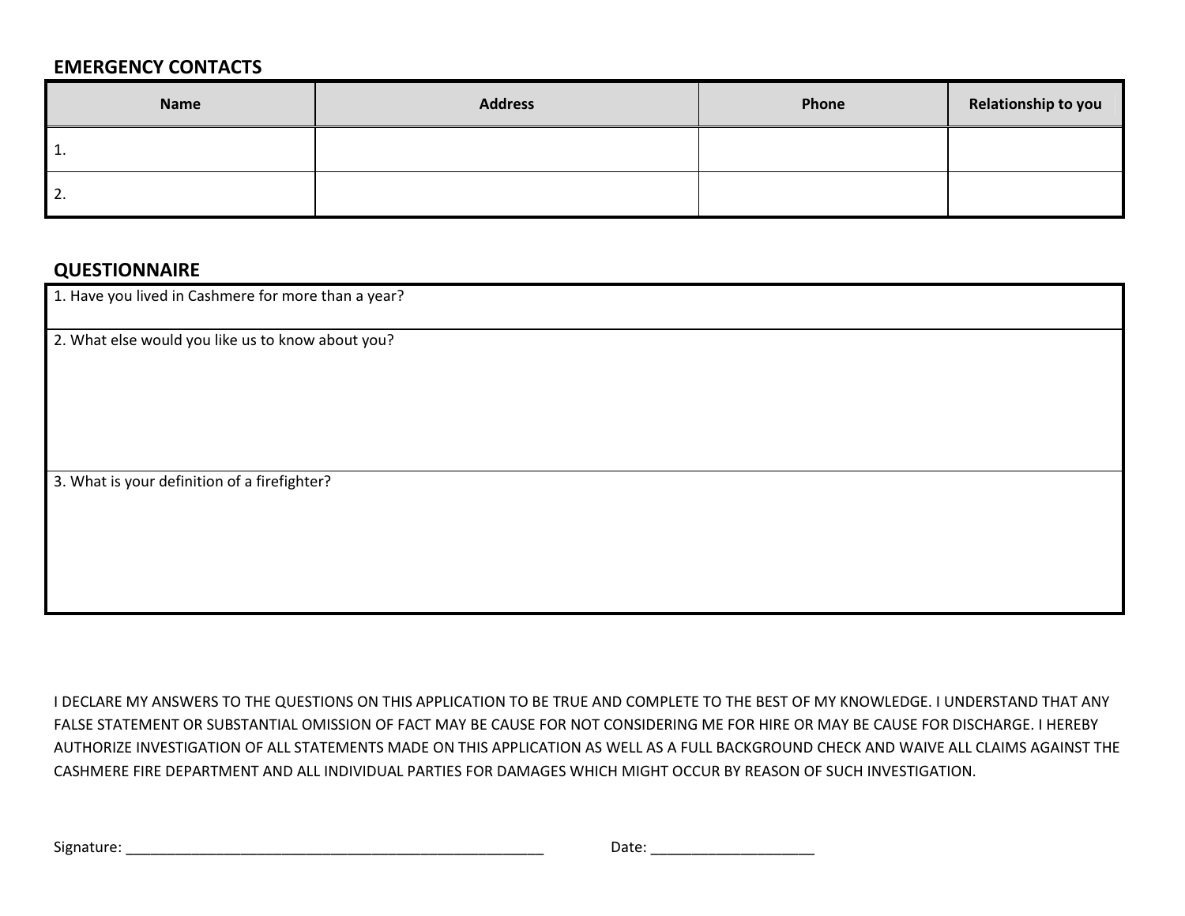## EMERGENCY CONTACTS

| Name | Address | Phone | Relationship to you |
|---|---|---|---|
| 1. | | | |
| 2. | | | |

## QUESTIONNAIRE

| |
|---|
| 1. Have you lived in Cashmere for more than a year? |
| 2. What else would you like us to know about you? |
| 3. What is your definition of a firefighter? |

I DECLARE MY ANSWERS TO THE QUESTIONS ON THIS APPLICATION TO BE TRUE AND COMPLETE TO THE BEST OF MY KNOWLEDGE. I UNDERSTAND THAT ANY FALSE STATEMENT OR SUBSTANTIAL OMISSION OF FACT MAY BE CAUSE FOR NOT CONSIDERING ME FOR HIRE OR MAY BE CAUSE FOR DISCHARGE. I HEREBY AUTHORIZE INVESTIGATION OF ALL STATEMENTS MADE ON THIS APPLICATION AS WELL AS A FULL BACKGROUND CHECK AND WAIVE ALL CLAIMS AGAINST THE CASHMERE FIRE DEPARTMENT AND ALL INDIVIDUAL PARTIES FOR DAMAGES WHICH MIGHT OCCUR BY REASON OF SUCH INVESTIGATION.

Signature: ______________________________________________________ Date: ____________________